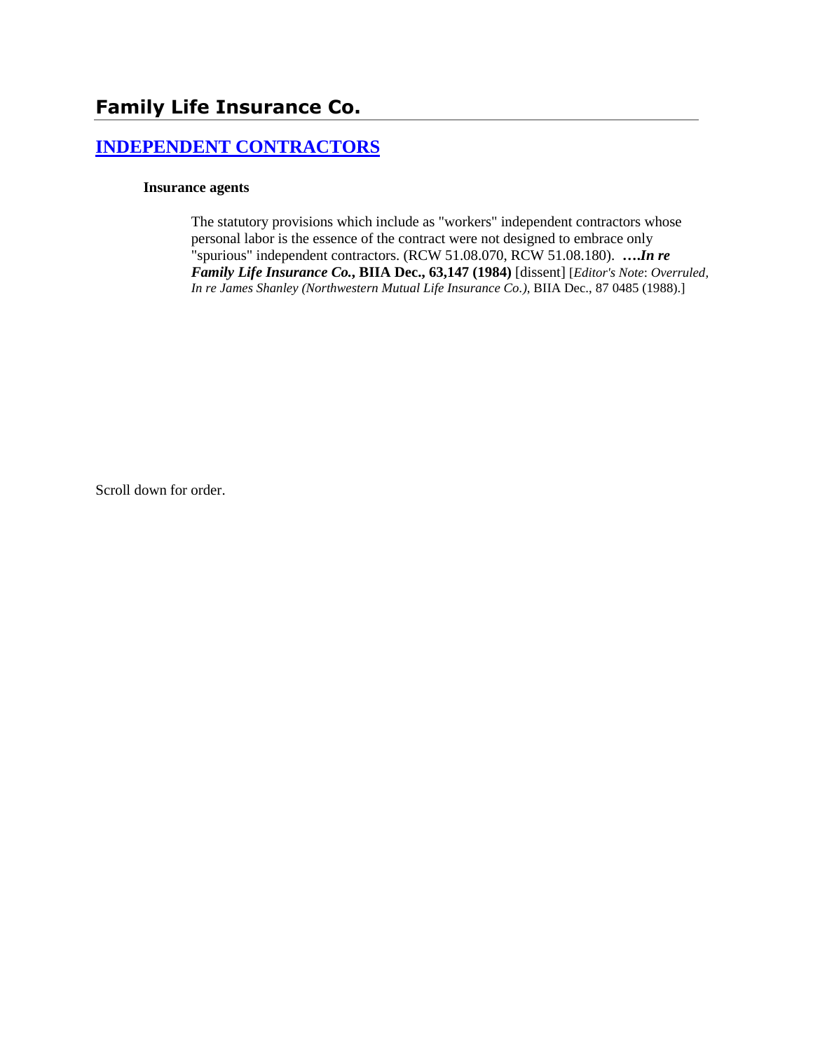# Family Life Insurance Co.

## [INDEPENDENT CONTRACTORS]

### Insurance agents

The statutory provisions which include as "workers" independent contractors whose personal labor is the essence of the contract were not designed to embrace only "spurious" independent contractors. (RCW 51.08.070, RCW 51.08.180). ***….In re Family Life Insurance Co.*, BIIA Dec., 63,147 (1984)** [dissent] [*Editor's Note*: *Overruled, In re James Shanley (Northwestern Mutual Life Insurance Co.)*, BIIA Dec., 87 0485 (1988).]

Scroll down for order.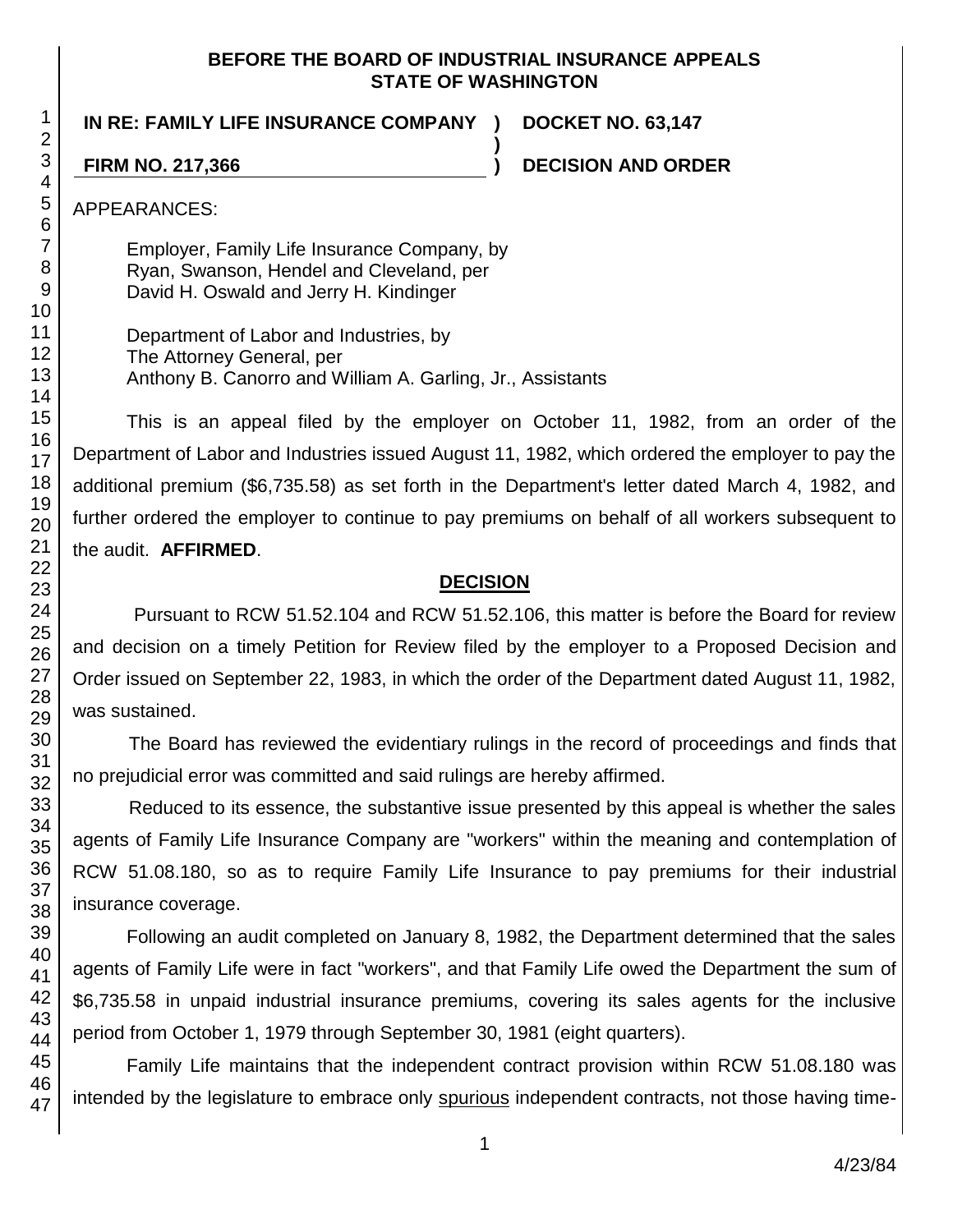**BEFORE THE BOARD OF INDUSTRIAL INSURANCE APPEALS**
**STATE OF WASHINGTON**

**IN RE: FAMILY LIFE INSURANCE COMPANY ) DOCKET NO. 63,147**
**)**
**FIRM NO. 217,366 ) DECISION AND ORDER**

APPEARANCES:

Employer, Family Life Insurance Company, by
Ryan, Swanson, Hendel and Cleveland, per
David H. Oswald and Jerry H. Kindinger

Department of Labor and Industries, by
The Attorney General, per
Anthony B. Canorro and William A. Garling, Jr., Assistants

This is an appeal filed by the employer on October 11, 1982, from an order of the Department of Labor and Industries issued August 11, 1982, which ordered the employer to pay the additional premium ($6,735.58) as set forth in the Department's letter dated March 4, 1982, and further ordered the employer to continue to pay premiums on behalf of all workers subsequent to the audit. **AFFIRMED**.

## DECISION

Pursuant to RCW 51.52.104 and RCW 51.52.106, this matter is before the Board for review and decision on a timely Petition for Review filed by the employer to a Proposed Decision and Order issued on September 22, 1983, in which the order of the Department dated August 11, 1982, was sustained.

The Board has reviewed the evidentiary rulings in the record of proceedings and finds that no prejudicial error was committed and said rulings are hereby affirmed.

Reduced to its essence, the substantive issue presented by this appeal is whether the sales agents of Family Life Insurance Company are "workers" within the meaning and contemplation of RCW 51.08.180, so as to require Family Life Insurance to pay premiums for their industrial insurance coverage.

Following an audit completed on January 8, 1982, the Department determined that the sales agents of Family Life were in fact "workers", and that Family Life owed the Department the sum of $6,735.58 in unpaid industrial insurance premiums, covering its sales agents for the inclusive period from October 1, 1979 through September 30, 1981 (eight quarters).

Family Life maintains that the independent contract provision within RCW 51.08.180 was intended by the legislature to embrace only spurious independent contracts, not those having time-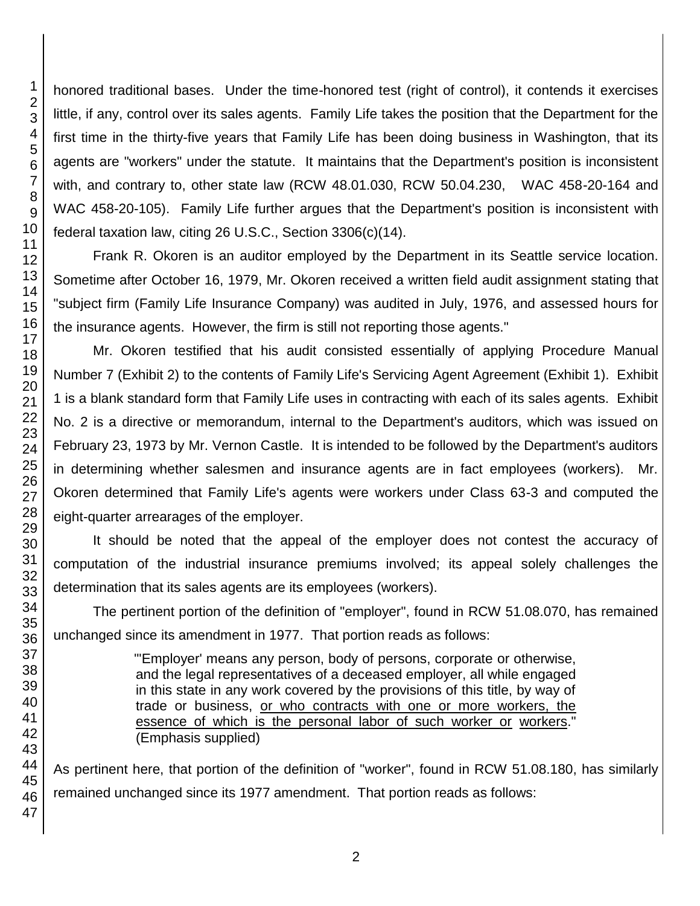honored traditional bases. Under the time-honored test (right of control), it contends it exercises little, if any, control over its sales agents. Family Life takes the position that the Department for the first time in the thirty-five years that Family Life has been doing business in Washington, that its agents are "workers" under the statute. It maintains that the Department's position is inconsistent with, and contrary to, other state law (RCW 48.01.030, RCW 50.04.230, WAC 458-20-164 and WAC 458-20-105). Family Life further argues that the Department's position is inconsistent with federal taxation law, citing 26 U.S.C., Section 3306(c)(14).

Frank R. Okoren is an auditor employed by the Department in its Seattle service location. Sometime after October 16, 1979, Mr. Okoren received a written field audit assignment stating that "subject firm (Family Life Insurance Company) was audited in July, 1976, and assessed hours for the insurance agents. However, the firm is still not reporting those agents."

Mr. Okoren testified that his audit consisted essentially of applying Procedure Manual Number 7 (Exhibit 2) to the contents of Family Life's Servicing Agent Agreement (Exhibit 1). Exhibit 1 is a blank standard form that Family Life uses in contracting with each of its sales agents. Exhibit No. 2 is a directive or memorandum, internal to the Department's auditors, which was issued on February 23, 1973 by Mr. Vernon Castle. It is intended to be followed by the Department's auditors in determining whether salesmen and insurance agents are in fact employees (workers). Mr. Okoren determined that Family Life's agents were workers under Class 63-3 and computed the eight-quarter arrearages of the employer.

It should be noted that the appeal of the employer does not contest the accuracy of computation of the industrial insurance premiums involved; its appeal solely challenges the determination that its sales agents are its employees (workers).

The pertinent portion of the definition of "employer", found in RCW 51.08.070, has remained unchanged since its amendment in 1977. That portion reads as follows:

> "'Employer' means any person, body of persons, corporate or otherwise, and the legal representatives of a deceased employer, all while engaged in this state in any work covered by the provisions of this title, by way of trade or business, <u>or who contracts with one or more workers, the essence of which is the personal labor of such worker or workers</u>." (Emphasis supplied)

As pertinent here, that portion of the definition of "worker", found in RCW 51.08.180, has similarly remained unchanged since its 1977 amendment. That portion reads as follows: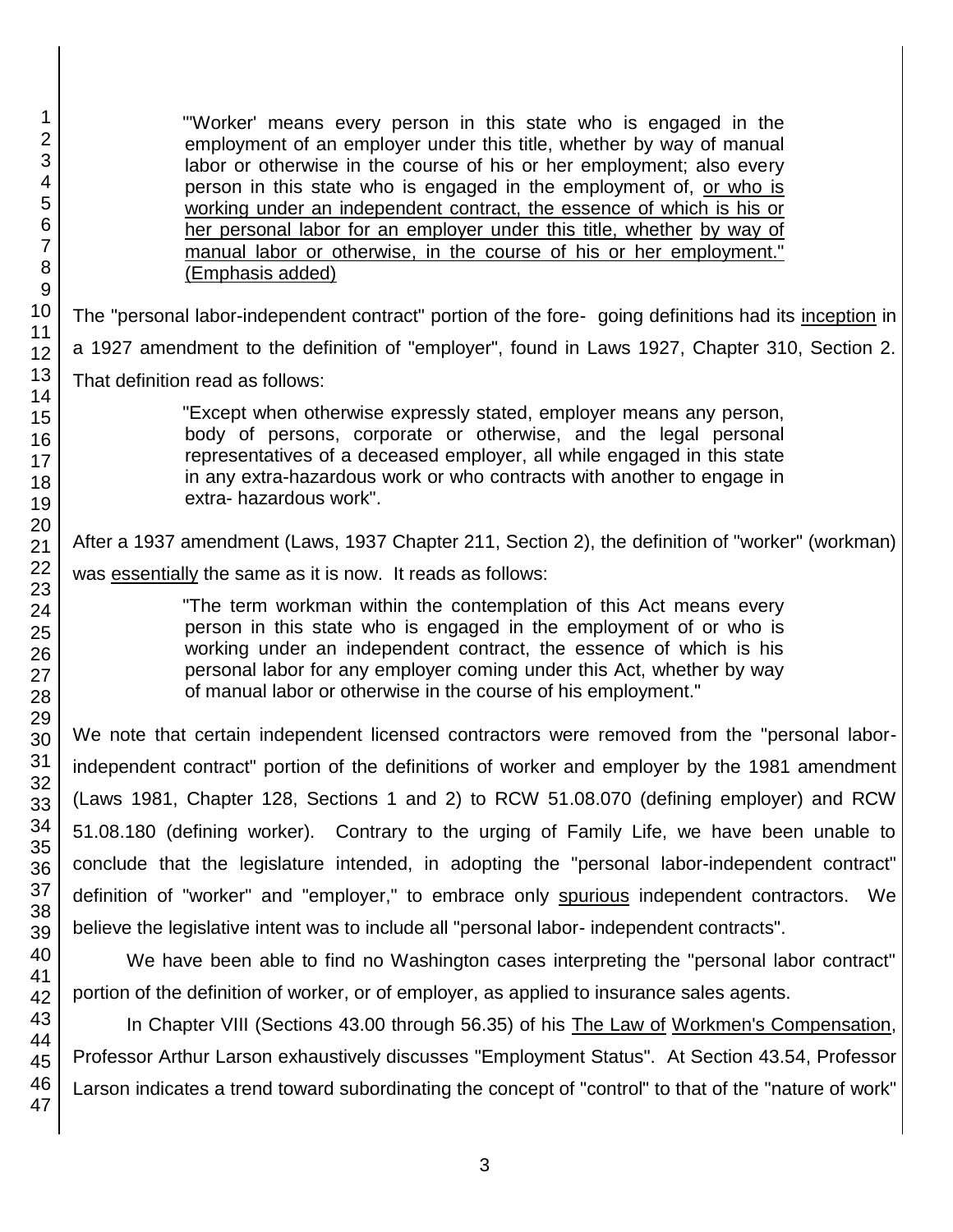> "'Worker' means every person in this state who is engaged in the employment of an employer under this title, whether by way of manual labor or otherwise in the course of his or her employment; also every person in this state who is engaged in the employment of, <u>or who is working under an independent contract, the essence of which is his or her personal labor for an employer under this title, whether</u> <u>by way of manual labor or otherwise, in the course of his or her employment."</u> <u>(Emphasis added)</u>

The "personal labor-independent contract" portion of the fore- going definitions had its <u>inception</u> in a 1927 amendment to the definition of "employer", found in Laws 1927, Chapter 310, Section 2. That definition read as follows:

> "Except when otherwise expressly stated, employer means any person, body of persons, corporate or otherwise, and the legal personal representatives of a deceased employer, all while engaged in this state in any extra-hazardous work or who contracts with another to engage in extra- hazardous work".

After a 1937 amendment (Laws, 1937 Chapter 211, Section 2), the definition of "worker" (workman) was <u>essentially</u> the same as it is now. It reads as follows:

> "The term workman within the contemplation of this Act means every person in this state who is engaged in the employment of or who is working under an independent contract, the essence of which is his personal labor for any employer coming under this Act, whether by way of manual labor or otherwise in the course of his employment."

We note that certain independent licensed contractors were removed from the "personal labor-independent contract" portion of the definitions of worker and employer by the 1981 amendment (Laws 1981, Chapter 128, Sections 1 and 2) to RCW 51.08.070 (defining employer) and RCW 51.08.180 (defining worker). Contrary to the urging of Family Life, we have been unable to conclude that the legislature intended, in adopting the "personal labor-independent contract" definition of "worker" and "employer," to embrace only <u>spurious</u> independent contractors. We believe the legislative intent was to include all "personal labor- independent contracts".

We have been able to find no Washington cases interpreting the "personal labor contract" portion of the definition of worker, or of employer, as applied to insurance sales agents.

In Chapter VIII (Sections 43.00 through 56.35) of his <u>The Law of</u> <u>Workmen's Compensation</u>, Professor Arthur Larson exhaustively discusses "Employment Status". At Section 43.54, Professor Larson indicates a trend toward subordinating the concept of "control" to that of the "nature of work"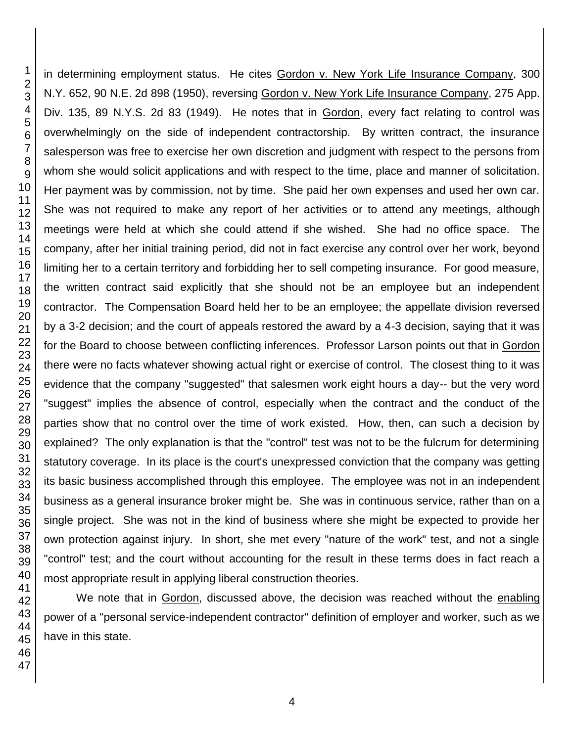in determining employment status. He cites Gordon v. New York Life Insurance Company, 300 N.Y. 652, 90 N.E. 2d 898 (1950), reversing Gordon v. New York Life Insurance Company, 275 App. Div. 135, 89 N.Y.S. 2d 83 (1949). He notes that in Gordon, every fact relating to control was overwhelmingly on the side of independent contractorship. By written contract, the insurance salesperson was free to exercise her own discretion and judgment with respect to the persons from whom she would solicit applications and with respect to the time, place and manner of solicitation. Her payment was by commission, not by time. She paid her own expenses and used her own car. She was not required to make any report of her activities or to attend any meetings, although meetings were held at which she could attend if she wished. She had no office space. The company, after her initial training period, did not in fact exercise any control over her work, beyond limiting her to a certain territory and forbidding her to sell competing insurance. For good measure, the written contract said explicitly that she should not be an employee but an independent contractor. The Compensation Board held her to be an employee; the appellate division reversed by a 3-2 decision; and the court of appeals restored the award by a 4-3 decision, saying that it was for the Board to choose between conflicting inferences. Professor Larson points out that in Gordon there were no facts whatever showing actual right or exercise of control. The closest thing to it was evidence that the company "suggested" that salesmen work eight hours a day-- but the very word "suggest" implies the absence of control, especially when the contract and the conduct of the parties show that no control over the time of work existed. How, then, can such a decision by explained? The only explanation is that the "control" test was not to be the fulcrum for determining statutory coverage. In its place is the court's unexpressed conviction that the company was getting its basic business accomplished through this employee. The employee was not in an independent business as a general insurance broker might be. She was in continuous service, rather than on a single project. She was not in the kind of business where she might be expected to provide her own protection against injury. In short, she met every "nature of the work" test, and not a single "control" test; and the court without accounting for the result in these terms does in fact reach a most appropriate result in applying liberal construction theories.

We note that in Gordon, discussed above, the decision was reached without the enabling power of a "personal service-independent contractor" definition of employer and worker, such as we have in this state.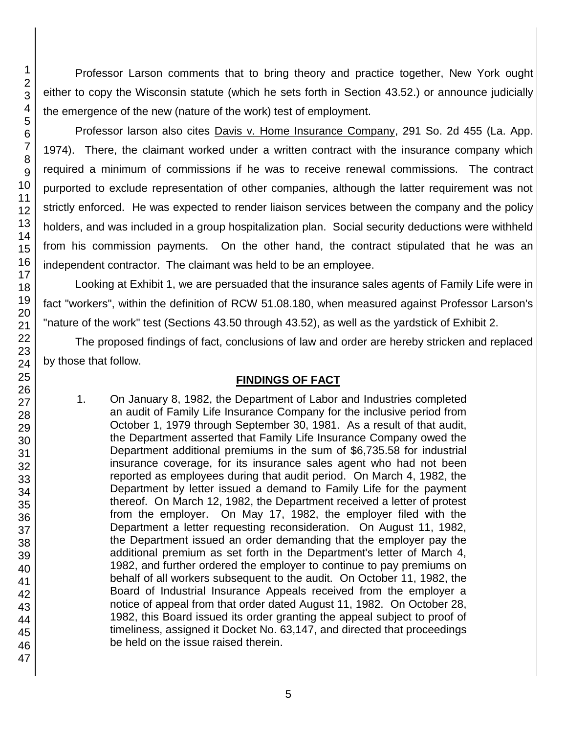Professor Larson comments that to bring theory and practice together, New York ought either to copy the Wisconsin statute (which he sets forth in Section 43.52.) or announce judicially the emergence of the new (nature of the work) test of employment.

Professor larson also cites Davis v. Home Insurance Company, 291 So. 2d 455 (La. App. 1974). There, the claimant worked under a written contract with the insurance company which required a minimum of commissions if he was to receive renewal commissions. The contract purported to exclude representation of other companies, although the latter requirement was not strictly enforced. He was expected to render liaison services between the company and the policy holders, and was included in a group hospitalization plan. Social security deductions were withheld from his commission payments. On the other hand, the contract stipulated that he was an independent contractor. The claimant was held to be an employee.

Looking at Exhibit 1, we are persuaded that the insurance sales agents of Family Life were in fact "workers", within the definition of RCW 51.08.180, when measured against Professor Larson's "nature of the work" test (Sections 43.50 through 43.52), as well as the yardstick of Exhibit 2.

The proposed findings of fact, conclusions of law and order are hereby stricken and replaced by those that follow.

## FINDINGS OF FACT

1. On January 8, 1982, the Department of Labor and Industries completed an audit of Family Life Insurance Company for the inclusive period from October 1, 1979 through September 30, 1981. As a result of that audit, the Department asserted that Family Life Insurance Company owed the Department additional premiums in the sum of $6,735.58 for industrial insurance coverage, for its insurance sales agent who had not been reported as employees during that audit period. On March 4, 1982, the Department by letter issued a demand to Family Life for the payment thereof. On March 12, 1982, the Department received a letter of protest from the employer. On May 17, 1982, the employer filed with the Department a letter requesting reconsideration. On August 11, 1982, the Department issued an order demanding that the employer pay the additional premium as set forth in the Department's letter of March 4, 1982, and further ordered the employer to continue to pay premiums on behalf of all workers subsequent to the audit. On October 11, 1982, the Board of Industrial Insurance Appeals received from the employer a notice of appeal from that order dated August 11, 1982. On October 28, 1982, this Board issued its order granting the appeal subject to proof of timeliness, assigned it Docket No. 63,147, and directed that proceedings be held on the issue raised therein.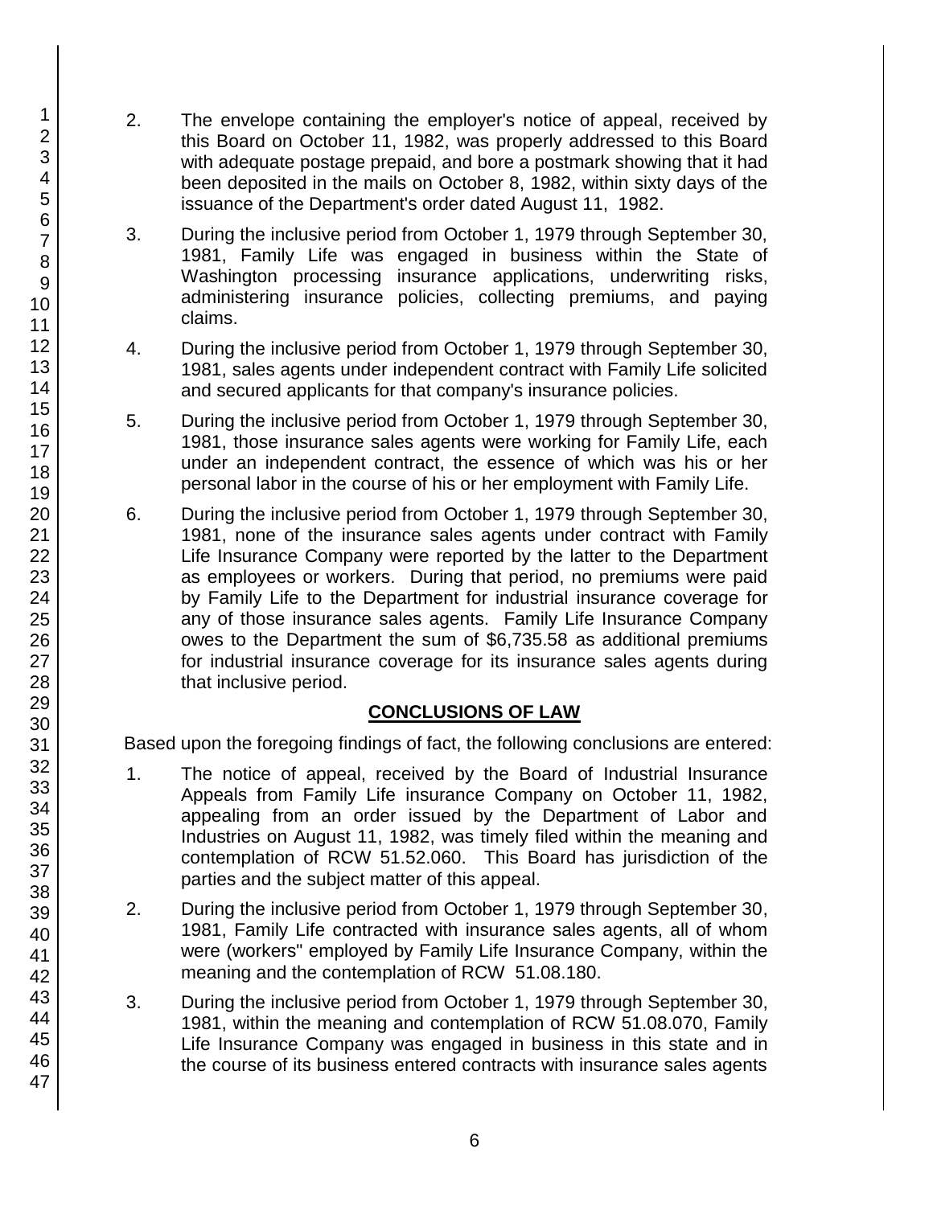2. The envelope containing the employer's notice of appeal, received by this Board on October 11, 1982, was properly addressed to this Board with adequate postage prepaid, and bore a postmark showing that it had been deposited in the mails on October 8, 1982, within sixty days of the issuance of the Department's order dated August 11, 1982.

3. During the inclusive period from October 1, 1979 through September 30, 1981, Family Life was engaged in business within the State of Washington processing insurance applications, underwriting risks, administering insurance policies, collecting premiums, and paying claims.

4. During the inclusive period from October 1, 1979 through September 30, 1981, sales agents under independent contract with Family Life solicited and secured applicants for that company's insurance policies.

5. During the inclusive period from October 1, 1979 through September 30, 1981, those insurance sales agents were working for Family Life, each under an independent contract, the essence of which was his or her personal labor in the course of his or her employment with Family Life.

6. During the inclusive period from October 1, 1979 through September 30, 1981, none of the insurance sales agents under contract with Family Life Insurance Company were reported by the latter to the Department as employees or workers. During that period, no premiums were paid by Family Life to the Department for industrial insurance coverage for any of those insurance sales agents. Family Life Insurance Company owes to the Department the sum of $6,735.58 as additional premiums for industrial insurance coverage for its insurance sales agents during that inclusive period.

## CONCLUSIONS OF LAW

Based upon the foregoing findings of fact, the following conclusions are entered:

1. The notice of appeal, received by the Board of Industrial Insurance Appeals from Family Life insurance Company on October 11, 1982, appealing from an order issued by the Department of Labor and Industries on August 11, 1982, was timely filed within the meaning and contemplation of RCW 51.52.060. This Board has jurisdiction of the parties and the subject matter of this appeal.

2. During the inclusive period from October 1, 1979 through September 30, 1981, Family Life contracted with insurance sales agents, all of whom were (workers" employed by Family Life Insurance Company, within the meaning and the contemplation of RCW 51.08.180.

3. During the inclusive period from October 1, 1979 through September 30, 1981, within the meaning and contemplation of RCW 51.08.070, Family Life Insurance Company was engaged in business in this state and in the course of its business entered contracts with insurance sales agents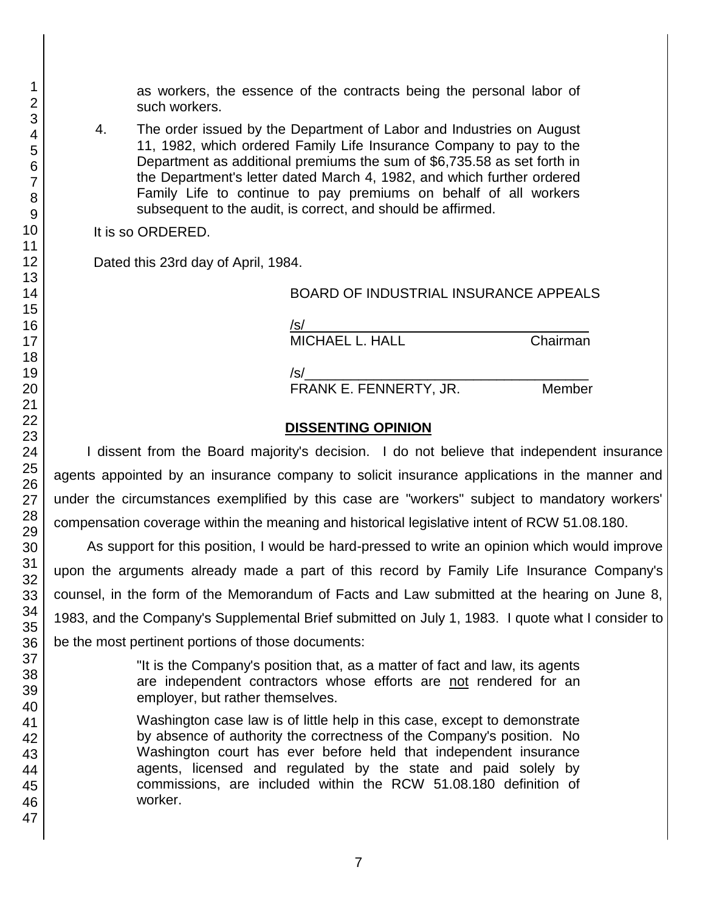as workers, the essence of the contracts being the personal labor of such workers.

4. The order issued by the Department of Labor and Industries on August 11, 1982, which ordered Family Life Insurance Company to pay to the Department as additional premiums the sum of $6,735.58 as set forth in the Department's letter dated March 4, 1982, and which further ordered Family Life to continue to pay premiums on behalf of all workers subsequent to the audit, is correct, and should be affirmed.

It is so ORDERED.

Dated this 23rd day of April, 1984.

BOARD OF INDUSTRIAL INSURANCE APPEALS

/s/
MICHAEL L. HALL Chairman

/s/
FRANK E. FENNERTY, JR. Member

## DISSENTING OPINION

I dissent from the Board majority's decision. I do not believe that independent insurance agents appointed by an insurance company to solicit insurance applications in the manner and under the circumstances exemplified by this case are "workers" subject to mandatory workers' compensation coverage within the meaning and historical legislative intent of RCW 51.08.180.

As support for this position, I would be hard-pressed to write an opinion which would improve upon the arguments already made a part of this record by Family Life Insurance Company's counsel, in the form of the Memorandum of Facts and Law submitted at the hearing on June 8, 1983, and the Company's Supplemental Brief submitted on July 1, 1983. I quote what I consider to be the most pertinent portions of those documents:

> "It is the Company's position that, as a matter of fact and law, its agents are independent contractors whose efforts are not rendered for an employer, but rather themselves.
>
> Washington case law is of little help in this case, except to demonstrate by absence of authority the correctness of the Company's position. No Washington court has ever before held that independent insurance agents, licensed and regulated by the state and paid solely by commissions, are included within the RCW 51.08.180 definition of worker.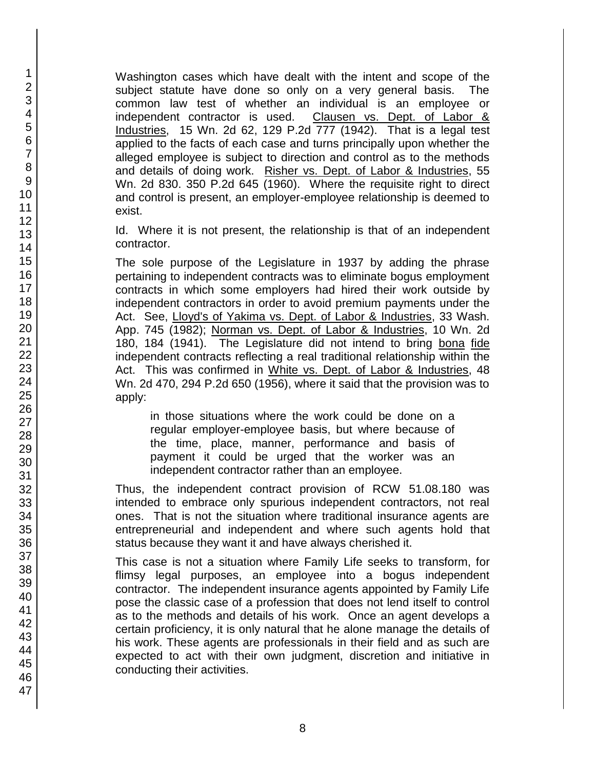Washington cases which have dealt with the intent and scope of the subject statute have done so only on a very general basis. The common law test of whether an individual is an employee or independent contractor is used. Clausen vs. Dept. of Labor & Industries, 15 Wn. 2d 62, 129 P.2d 777 (1942). That is a legal test applied to the facts of each case and turns principally upon whether the alleged employee is subject to direction and control as to the methods and details of doing work. Risher vs. Dept. of Labor & Industries, 55 Wn. 2d 830. 350 P.2d 645 (1960). Where the requisite right to direct and control is present, an employer-employee relationship is deemed to exist.

Id. Where it is not present, the relationship is that of an independent contractor.

The sole purpose of the Legislature in 1937 by adding the phrase pertaining to independent contracts was to eliminate bogus employment contracts in which some employers had hired their work outside by independent contractors in order to avoid premium payments under the Act. See, Lloyd's of Yakima vs. Dept. of Labor & Industries, 33 Wash. App. 745 (1982); Norman vs. Dept. of Labor & Industries, 10 Wn. 2d 180, 184 (1941). The Legislature did not intend to bring bona fide independent contracts reflecting a real traditional relationship within the Act. This was confirmed in White vs. Dept. of Labor & Industries, 48 Wn. 2d 470, 294 P.2d 650 (1956), where it said that the provision was to apply:

> in those situations where the work could be done on a regular employer-employee basis, but where because of the time, place, manner, performance and basis of payment it could be urged that the worker was an independent contractor rather than an employee.

Thus, the independent contract provision of RCW 51.08.180 was intended to embrace only spurious independent contractors, not real ones. That is not the situation where traditional insurance agents are entrepreneurial and independent and where such agents hold that status because they want it and have always cherished it.

This case is not a situation where Family Life seeks to transform, for flimsy legal purposes, an employee into a bogus independent contractor. The independent insurance agents appointed by Family Life pose the classic case of a profession that does not lend itself to control as to the methods and details of his work. Once an agent develops a certain proficiency, it is only natural that he alone manage the details of his work. These agents are professionals in their field and as such are expected to act with their own judgment, discretion and initiative in conducting their activities.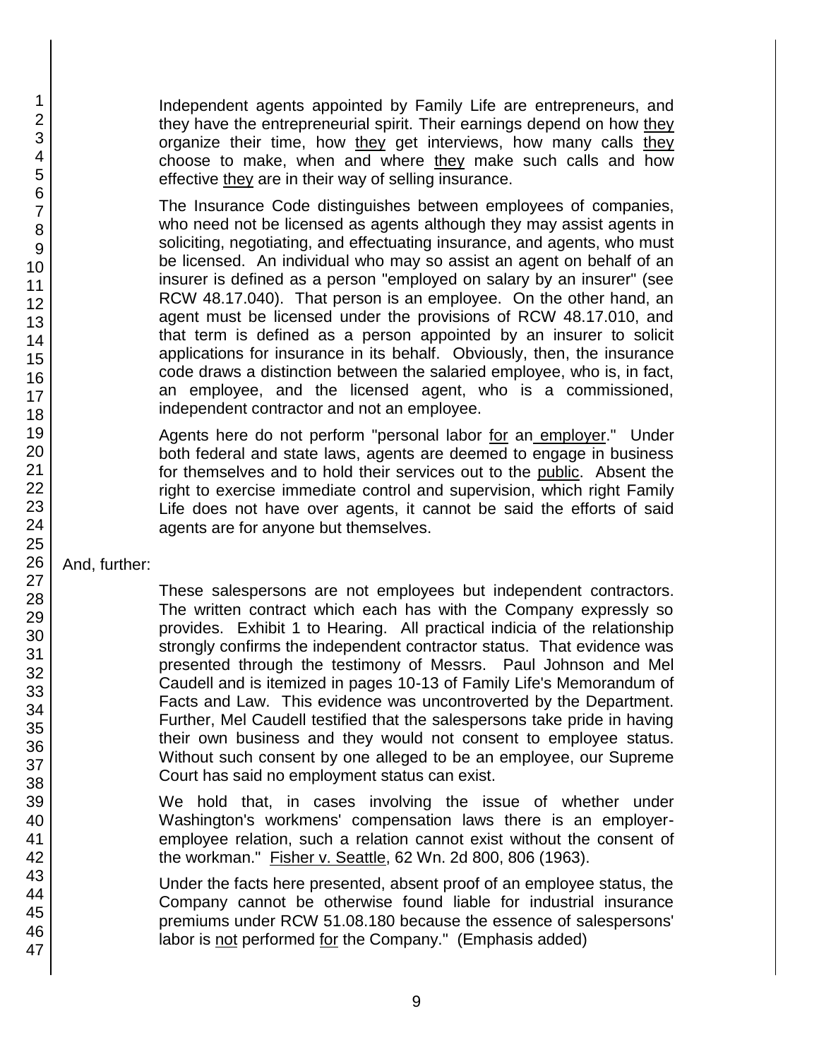> Independent agents appointed by Family Life are entrepreneurs, and they have the entrepreneurial spirit. Their earnings depend on how <u>they</u> organize their time, how <u>they</u> get interviews, how many calls <u>they</u> choose to make, when and where <u>they</u> make such calls and how effective <u>they</u> are in their way of selling insurance.
>
> The Insurance Code distinguishes between employees of companies, who need not be licensed as agents although they may assist agents in soliciting, negotiating, and effectuating insurance, and agents, who must be licensed. An individual who may so assist an agent on behalf of an insurer is defined as a person "employed on salary by an insurer" (see RCW 48.17.040). That person is an employee. On the other hand, an agent must be licensed under the provisions of RCW 48.17.010, and that term is defined as a person appointed by an insurer to solicit applications for insurance in its behalf. Obviously, then, the insurance code draws a distinction between the salaried employee, who is, in fact, an employee, and the licensed agent, who is a commissioned, independent contractor and not an employee.
>
> Agents here do not perform "personal labor <u>for</u> an <u>employer</u>." Under both federal and state laws, agents are deemed to engage in business for themselves and to hold their services out to the <u>public</u>. Absent the right to exercise immediate control and supervision, which right Family Life does not have over agents, it cannot be said the efforts of said agents are for anyone but themselves.

And, further:

> These salespersons are not employees but independent contractors. The written contract which each has with the Company expressly so provides. Exhibit 1 to Hearing. All practical indicia of the relationship strongly confirms the independent contractor status. That evidence was presented through the testimony of Messrs. Paul Johnson and Mel Caudell and is itemized in pages 10-13 of Family Life's Memorandum of Facts and Law. This evidence was uncontroverted by the Department. Further, Mel Caudell testified that the salespersons take pride in having their own business and they would not consent to employee status. Without such consent by one alleged to be an employee, our Supreme Court has said no employment status can exist.
>
> We hold that, in cases involving the issue of whether under Washington's workmens' compensation laws there is an employer-employee relation, such a relation cannot exist without the consent of the workman." <u>Fisher v. Seattle</u>, 62 Wn. 2d 800, 806 (1963).
>
> Under the facts here presented, absent proof of an employee status, the Company cannot be otherwise found liable for industrial insurance premiums under RCW 51.08.180 because the essence of salespersons' labor is <u>not</u> performed <u>for</u> the Company." (Emphasis added)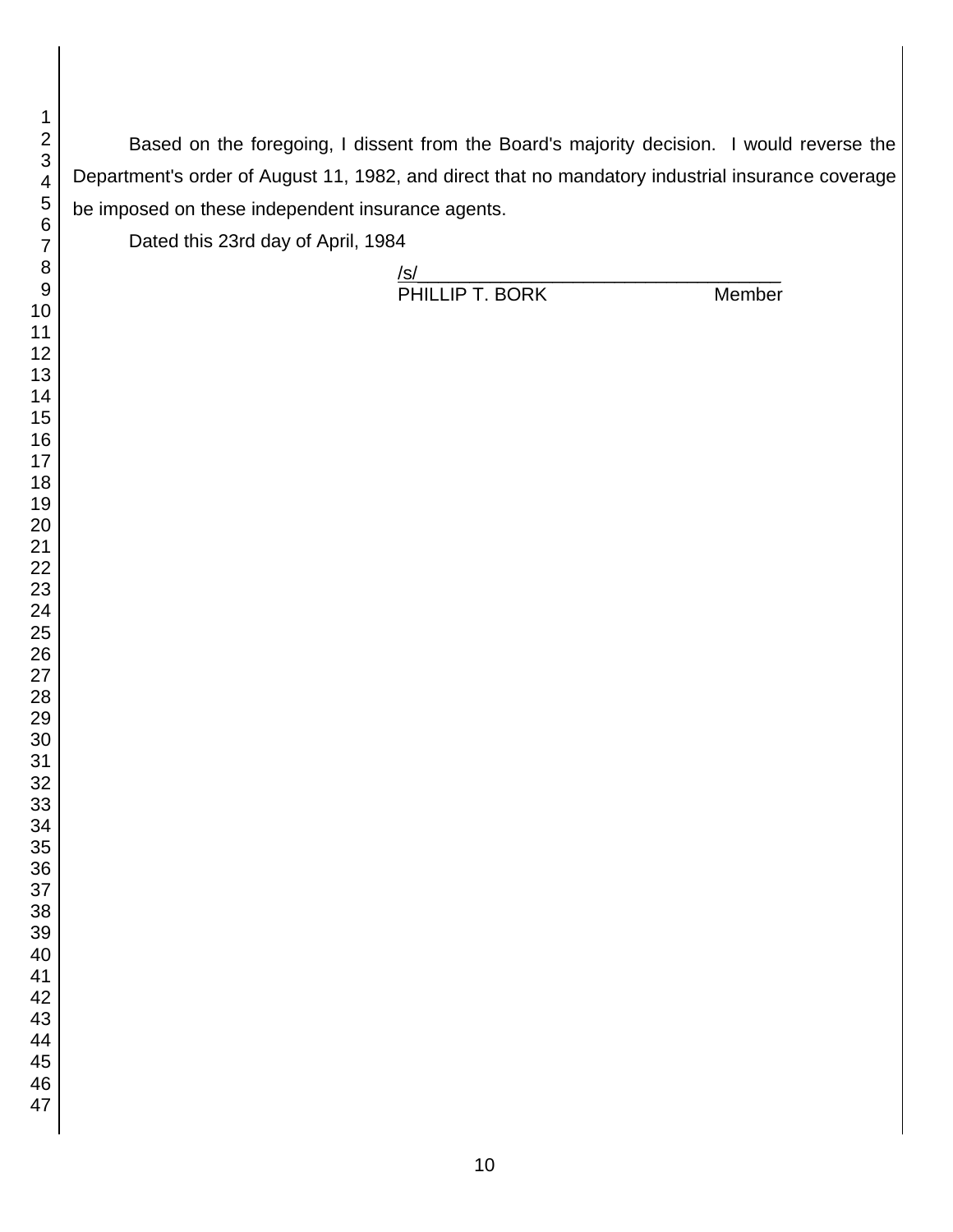Based on the foregoing, I dissent from the Board's majority decision. I would reverse the Department's order of August 11, 1982, and direct that no mandatory industrial insurance coverage be imposed on these independent insurance agents.

Dated this 23rd day of April, 1984

/s/_________________________________
PHILLIP T. BORK                    Member